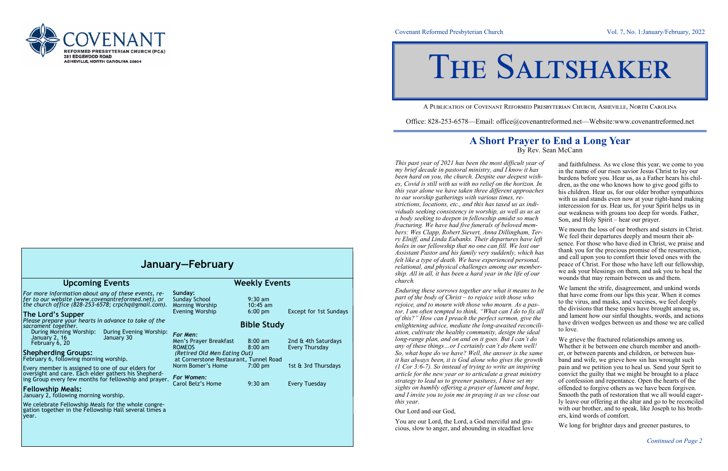COVENANT
REFORMED PRESBYTERIAN CHURCH (PCA)
281 EDGEWOOD ROAD
ASHEVILLE, NORTH CAROLINA 28804

## January—February

### Upcoming Events

*For more information about any of these events, refer to our website (www.covenantreformed.net), or the church office (828-253-6578; crpchq@gmail.com).*

**The Lord's Supper**

*Please prepare your hearts in advance to take of the sacrament together.*

During Morning Worship: January 2, 16; February 6, 20
During Evening Worship: January 30

**Shepherding Groups:**

February 6, following morning worship.

Every member is assigned to one of our elders for oversight and care. Each elder gathers his Shepherding Group every few months for fellowship and prayer.

**Fellowship Meals:**

January 2, following morning worship.

We celebrate Fellowship Meals for the whole congregation together in the Fellowship Hall several times a year.

### Weekly Events

**Sunday:**

| | | |
|---|---|---|
| Sunday School | 9:30 am | |
| Morning Worship | 10:45 am | |
| Evening Worship | 6:00 pm | Except for 1st Sundays |

### Bible Study

***For Men:***

| | | |
|---|---|---|
| Men's Prayer Breakfast | 8:00 am | 2nd & 4th Saturdays |
| ROMEOS | 8:00 am | Every Thursday |
| *(Retired Old Men Eating Out)* at Cornerstone Restaurant, Tunnel Road | | |
| Norm Bomer's Home | 7:00 pm | 1st & 3rd Thursdays |

***For Women:***

| | | |
|---|---|---|
| Carol Belz's Home | 9:30 am | Every Tuesday |

# The Saltshaker

A Publication of Covenant Reformed Presbyterian Church, Asheville, North Carolina

Office: 828-253-6578—Email: office@covenantreformed.net—Website:www.covenantreformed.net

## A Short Prayer to End a Long Year

By Rev. Sean McCann

*This past year of 2021 has been the most difficult year of my brief decade in pastoral ministry, and I know it has been hard on you, the church. Despite our deepest wishes, Covid is still with us with no relief on the horizon. In this year alone we have taken three different approaches to our worship gatherings with various times, restrictions, locations, etc., and this has taxed us as individuals seeking consistency in worship, as well as us as a body seeking to deepen in fellowship amidst so much fracturing. We have had five funerals of beloved members: Wes Clapp, Robert Sievert, Anna Dillingham, Terry Elniff, and Linda Eubanks. Their departures have left holes in our fellowship that no one can fill. We lost our Assistant Pastor and his family very suddenly, which has felt like a type of death. We have experienced personal, relational, and physical challenges among our membership. All in all, it has been a hard year in the life of our church.*

*Enduring these sorrows together are what it means to be part of the body of Christ – to rejoice with those who rejoice, and to mourn with those who mourn. As a pastor, I am often tempted to think, "What can I do to fix all of this?" How can I preach the perfect sermon, give the enlightening advice, mediate the long-awaited reconciliation, cultivate the healthy community, design the ideal long-range plan, and on and on it goes. But I can't do any of these things…or I certainly can't do them well! So, what hope do we have? Well, the answer is the same it has always been, it is God alone who gives the growth (1 Cor 3:6-7). So instead of trying to write an inspiring article for the new year or to articulate a great ministry strategy to lead us to greener pastures, I have set my sights on humbly offering a prayer of lament and hope, and I invite you to join me in praying it as we close out this year.*

Our Lord and our God,

You are our Lord, the Lord, a God merciful and gracious, slow to anger, and abounding in steadfast love and faithfulness. As we close this year, we come to you in the name of our risen savior Jesus Christ to lay our burdens before you. Hear us, as a Father hears his children, as the one who knows how to give good gifts to his children. Hear us, for our older brother sympathizes with us and stands even now at your right-hand making intercession for us. Hear us, for your Spirit helps us in our weakness with groans too deep for words. Father, Son, and Holy Spirit – hear our prayer.

We mourn the loss of our brothers and sisters in Christ. We feel their departures deeply and mourn their absence. For those who have died in Christ, we praise and thank you for the precious promise of the resurrection, and call upon you to comfort their loved ones with the peace of Christ. For those who have left our fellowship, we ask your blessings on them, and ask you to heal the wounds that may remain between us and them.

We lament the strife, disagreement, and unkind words that have come from our lips this year. When it comes to the virus, and masks, and vaccines, we feel deeply the divisions that these topics have brought among us, and lament how our sinful thoughts, words, and actions have driven wedges between us and those we are called to love.

We grieve the fractured relationships among us. Whether it be between one church member and another, or between parents and children, or between husband and wife, we grieve how sin has wrought such pain and we petition you to heal us. Send your Sprit to convict the guilty that we might be brought to a place of confession and repentance. Open the hearts of the offended to forgive others as we have been forgiven. Smooth the path of restoration that we all would eagerly leave our offering at the altar and go to be reconciled with our brother, and to speak, like Joseph to his brothers, kind words of comfort.

We long for brighter days and greener pastures, to

*Continued on Page 2*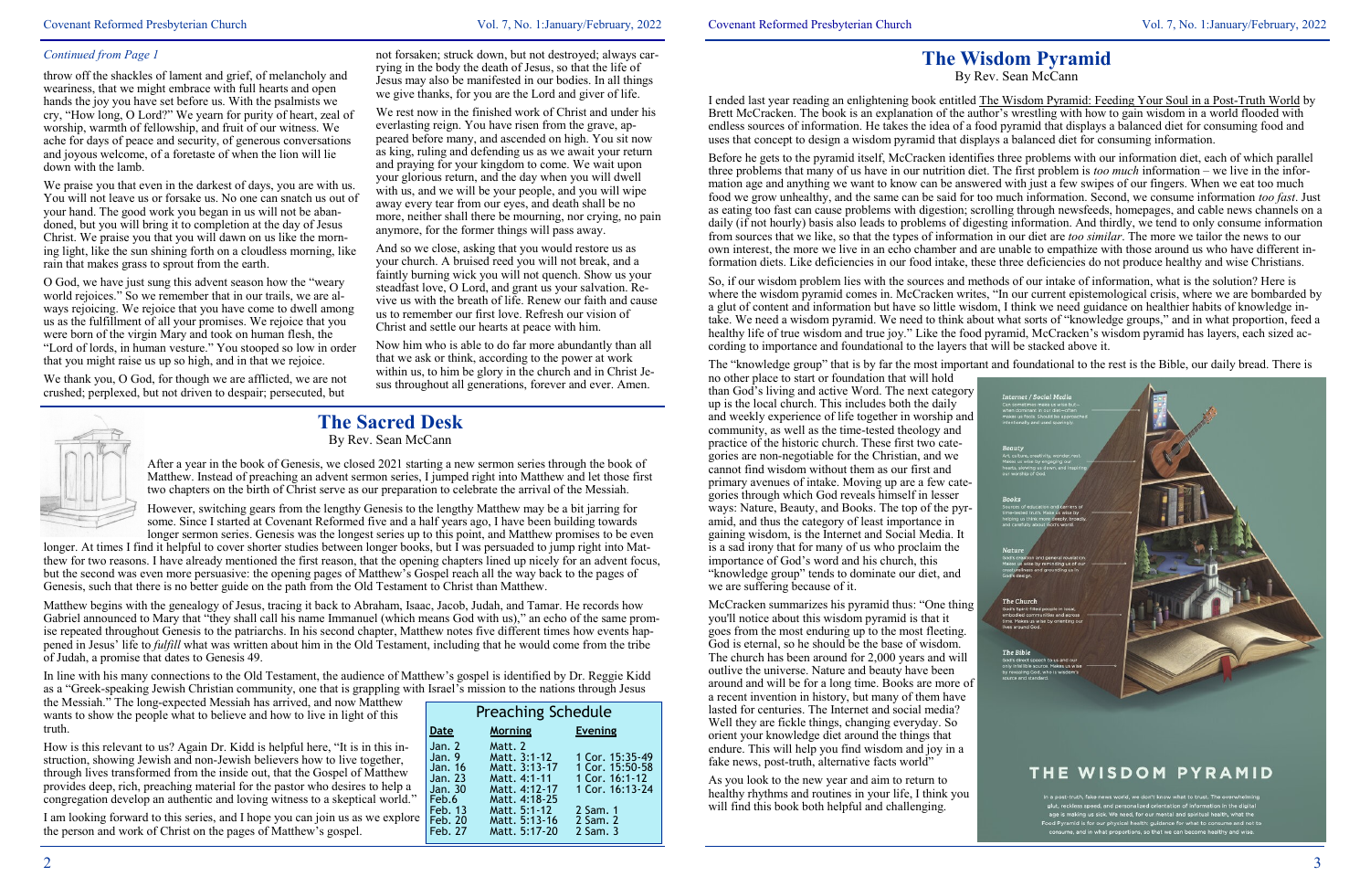*Continued from Page 1*

throw off the shackles of lament and grief, of melancholy and weariness, that we might embrace with full hearts and open hands the joy you have set before us. With the psalmists we cry, "How long, O Lord?" We yearn for purity of heart, zeal of worship, warmth of fellowship, and fruit of our witness. We ache for days of peace and security, of generous conversations and joyous welcome, of a foretaste of when the lion will lie down with the lamb.

We praise you that even in the darkest of days, you are with us. You will not leave us or forsake us. No one can snatch us out of your hand. The good work you began in us will not be abandoned, but you will bring it to completion at the day of Jesus Christ. We praise you that you will dawn on us like the morning light, like the sun shining forth on a cloudless morning, like rain that makes grass to sprout from the earth.

O God, we have just sung this advent season how the "weary world rejoices." So we remember that in our trails, we are always rejoicing. We rejoice that you have come to dwell among us as the fulfillment of all your promises. We rejoice that you were born of the virgin Mary and took on human flesh, the "Lord of lords, in human vesture." You stooped so low in order that you might raise us up so high, and in that we rejoice.

We thank you, O God, for though we are afflicted, we are not crushed; perplexed, but not driven to despair; persecuted, but not forsaken; struck down, but not destroyed; always carrying in the body the death of Jesus, so that the life of Jesus may also be manifested in our bodies. In all things we give thanks, for you are the Lord and giver of life.

We rest now in the finished work of Christ and under his everlasting reign. You have risen from the grave, appeared before many, and ascended on high. You sit now as king, ruling and defending us as we await your return and praying for your kingdom to come. We wait upon your glorious return, and the day when you will dwell with us, and we will be your people, and you will wipe away every tear from our eyes, and death shall be no more, neither shall there be mourning, nor crying, no pain anymore, for the former things will pass away.

And so we close, asking that you would restore us as your church. A bruised reed you will not break, and a faintly burning wick you will not quench. Show us your steadfast love, O Lord, and grant us your salvation. Revive us with the breath of life. Renew our faith and cause us to remember our first love. Refresh our vision of Christ and settle our hearts at peace with him.

Now him who is able to do far more abundantly than all that we ask or think, according to the power at work within us, to him be glory in the church and in Christ Jesus throughout all generations, forever and ever. Amen.

## The Sacred Desk

By Rev. Sean McCann

After a year in the book of Genesis, we closed 2021 starting a new sermon series through the book of Matthew. Instead of preaching an advent sermon series, I jumped right into Matthew and let those first two chapters on the birth of Christ serve as our preparation to celebrate the arrival of the Messiah.

However, switching gears from the lengthy Genesis to the lengthy Matthew may be a bit jarring for some. Since I started at Covenant Reformed five and a half years ago, I have been building towards longer sermon series. Genesis was the longest series up to this point, and Matthew promises to be even longer. At times I find it helpful to cover shorter studies between longer books, but I was persuaded to jump right into Matthew for two reasons. I have already mentioned the first reason, that the opening chapters lined up nicely for an advent focus, but the second was even more persuasive: the opening pages of Matthew's Gospel reach all the way back to the pages of Genesis, such that there is no better guide on the path from the Old Testament to Christ than Matthew.

Matthew begins with the genealogy of Jesus, tracing it back to Abraham, Isaac, Jacob, Judah, and Tamar. He records how Gabriel announced to Mary that "they shall call his name Immanuel (which means God with us)," an echo of the same promise repeated throughout Genesis to the patriarchs. In his second chapter, Matthew notes five different times how events happened in Jesus' life to *fulfill* what was written about him in the Old Testament, including that he would come from the tribe of Judah, a promise that dates to Genesis 49.

In line with his many connections to the Old Testament, the audience of Matthew's gospel is identified by Dr. Reggie Kidd as a "Greek-speaking Jewish Christian community, one that is grappling with Israel's mission to the nations through Jesus the Messiah." The long-expected Messiah has arrived, and now Matthew wants to show the people what to believe and how to live in light of this truth.

How is this relevant to us? Again Dr. Kidd is helpful here, "It is in this instruction, showing Jewish and non-Jewish believers how to live together, through lives transformed from the inside out, that the Gospel of Matthew provides deep, rich, preaching material for the pastor who desires to help a congregation develop an authentic and loving witness to a skeptical world."

I am looking forward to this series, and I hope you can join us as we explore the person and work of Christ on the pages of Matthew's gospel.

**Preaching Schedule**

| Date | Morning | Evening |
|---|---|---|
| Jan. 2 | Matt. 2 | |
| Jan. 9 | Matt. 3:1-12 | 1 Cor. 15:35-49 |
| Jan. 16 | Matt. 3:13-17 | 1 Cor. 15:50-58 |
| Jan. 23 | Matt. 4:1-11 | 1 Cor. 16:1-12 |
| Jan. 30 | Matt. 4:12-17 | 1 Cor. 16:13-24 |
| Feb.6 | Matt. 4:18-25 | |
| Feb. 13 | Matt. 5:1-12 | 2 Sam. 1 |
| Feb. 20 | Matt. 5:13-16 | 2 Sam. 2 |
| Feb. 27 | Matt. 5:17-20 | 2 Sam. 3 |

## The Wisdom Pyramid

By Rev. Sean McCann

I ended last year reading an enlightening book entitled The Wisdom Pyramid: Feeding Your Soul in a Post-Truth World by Brett McCracken. The book is an explanation of the author's wrestling with how to gain wisdom in a world flooded with endless sources of information. He takes the idea of a food pyramid that displays a balanced diet for consuming food and uses that concept to design a wisdom pyramid that displays a balanced diet for consuming information.

Before he gets to the pyramid itself, McCracken identifies three problems with our information diet, each of which parallel three problems that many of us have in our nutrition diet. The first problem is *too much* information – we live in the information age and anything we want to know can be answered with just a few swipes of our fingers. When we eat too much food we grow unhealthy, and the same can be said for too much information. Second, we consume information *too fast*. Just as eating too fast can cause problems with digestion; scrolling through newsfeeds, homepages, and cable news channels on a daily (if not hourly) basis also leads to problems of digesting information. And thirdly, we tend to only consume information from sources that we like, so that the types of information in our diet are *too similar*. The more we tailor the news to our own interest, the more we live in an echo chamber and are unable to empathize with those around us who have different information diets. Like deficiencies in our food intake, these three deficiencies do not produce healthy and wise Christians.

So, if our wisdom problem lies with the sources and methods of our intake of information, what is the solution? Here is where the wisdom pyramid comes in. McCracken writes, "In our current epistemological crisis, where we are bombarded by a glut of content and information but have so little wisdom, I think we need guidance on healthier habits of knowledge intake. We need a wisdom pyramid. We need to think about what sorts of "knowledge groups," and in what proportion, feed a healthy life of true wisdom and true joy." Like the food pyramid, McCracken's wisdom pyramid has layers, each sized according to importance and foundational to the layers that will be stacked above it.

The "knowledge group" that is by far the most important and foundational to the rest is the Bible, our daily bread. There is no other place to start or foundation that will hold than God's living and active Word. The next category up is the local church. This includes both the daily and weekly experience of life together in worship and community, as well as the time-tested theology and practice of the historic church. These first two categories are non-negotiable for the Christian, and we cannot find wisdom without them as our first and primary avenues of intake. Moving up are a few categories through which God reveals himself in lesser ways: Nature, Beauty, and Books. The top of the pyramid, and thus the category of least importance in gaining wisdom, is the Internet and Social Media. It is a sad irony that for many of us who proclaim the importance of God's word and his church, this "knowledge group" tends to dominate our diet, and we are suffering because of it.

McCracken summarizes his pyramid thus: "One thing you'll notice about this wisdom pyramid is that it goes from the most enduring up to the most fleeting. God is eternal, so he should be the base of wisdom. The church has been around for 2,000 years and will outlive the universe. Nature and beauty have been around and will be for a long time. Books are more of a recent invention in history, but many of them have lasted for centuries. The Internet and social media? Well they are fickle things, changing everyday. So orient your knowledge diet around the things that endure. This will help you find wisdom and joy in a fake news, post-truth, alternative facts world"

As you look to the new year and aim to return to healthy rhythms and routines in your life, I think you will find this book both helpful and challenging.